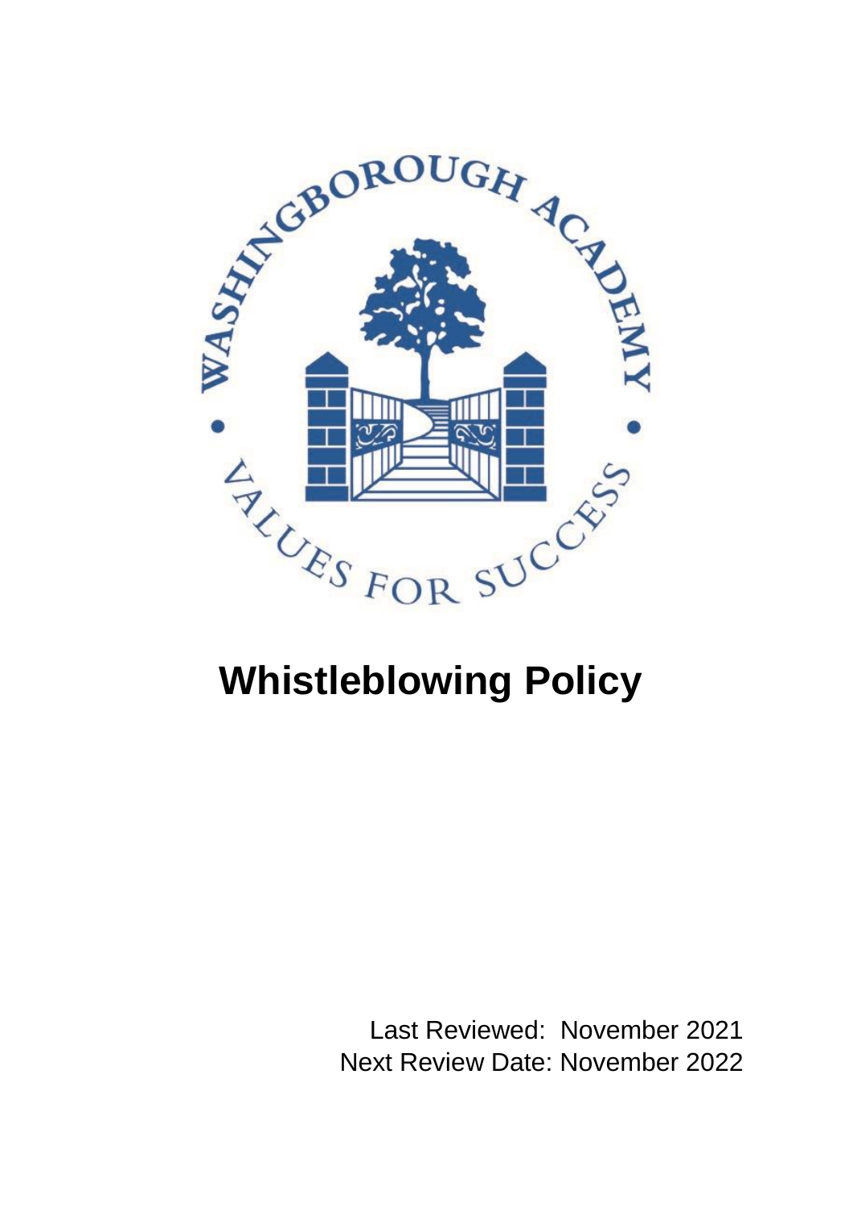# Whistleblowing Policy

Last Reviewed: November 2021
Next Review Date: November 2022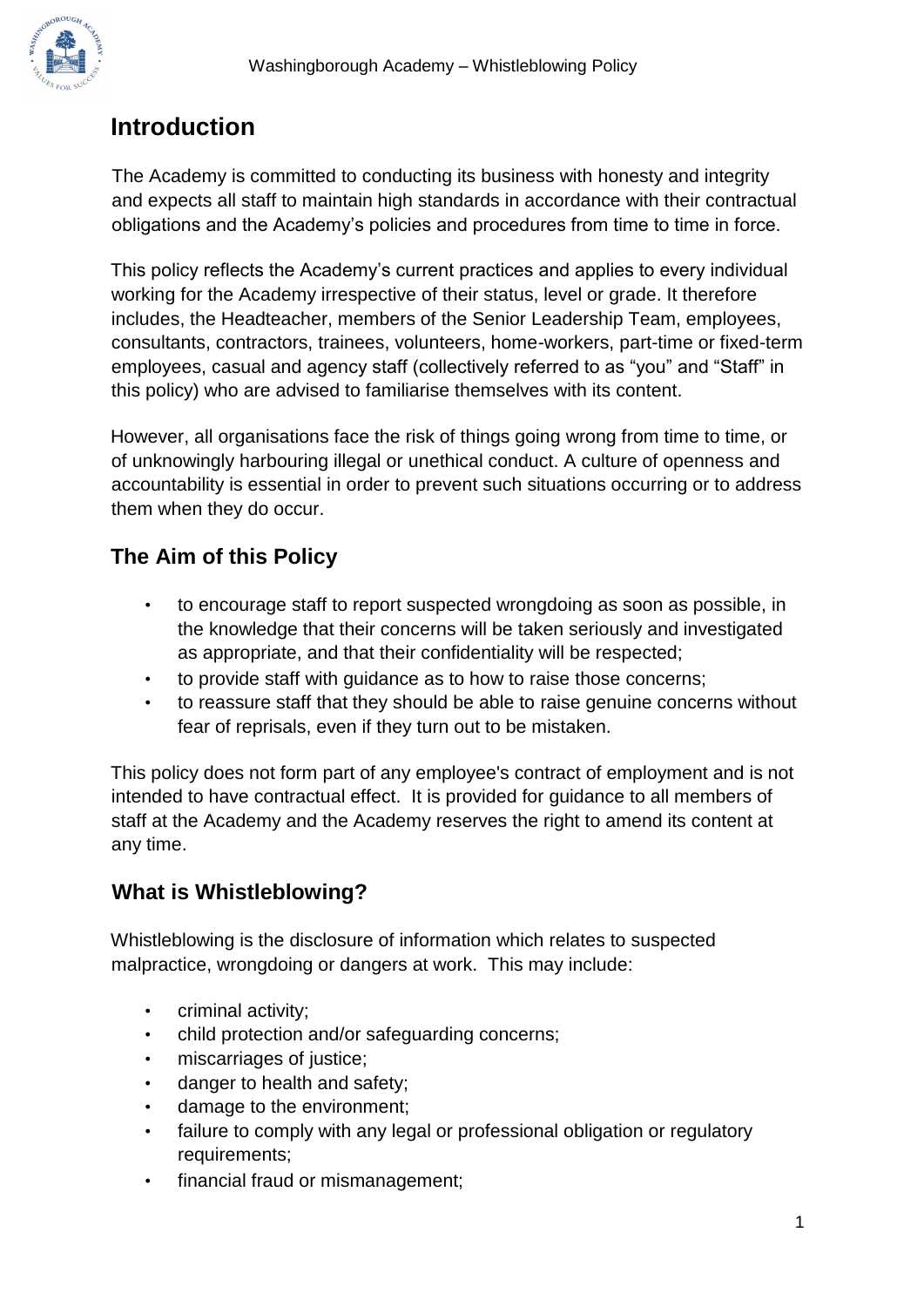## Introduction

The Academy is committed to conducting its business with honesty and integrity and expects all staff to maintain high standards in accordance with their contractual obligations and the Academy's policies and procedures from time to time in force.

This policy reflects the Academy's current practices and applies to every individual working for the Academy irrespective of their status, level or grade. It therefore includes, the Headteacher, members of the Senior Leadership Team, employees, consultants, contractors, trainees, volunteers, home-workers, part-time or fixed-term employees, casual and agency staff (collectively referred to as "you" and "Staff" in this policy) who are advised to familiarise themselves with its content.

However, all organisations face the risk of things going wrong from time to time, or of unknowingly harbouring illegal or unethical conduct. A culture of openness and accountability is essential in order to prevent such situations occurring or to address them when they do occur.

### The Aim of this Policy

- to encourage staff to report suspected wrongdoing as soon as possible, in the knowledge that their concerns will be taken seriously and investigated as appropriate, and that their confidentiality will be respected;
- to provide staff with guidance as to how to raise those concerns;
- to reassure staff that they should be able to raise genuine concerns without fear of reprisals, even if they turn out to be mistaken.

This policy does not form part of any employee's contract of employment and is not intended to have contractual effect. It is provided for guidance to all members of staff at the Academy and the Academy reserves the right to amend its content at any time.

### What is Whistleblowing?

Whistleblowing is the disclosure of information which relates to suspected malpractice, wrongdoing or dangers at work. This may include:

- criminal activity;
- child protection and/or safeguarding concerns;
- miscarriages of justice;
- danger to health and safety;
- damage to the environment;
- failure to comply with any legal or professional obligation or regulatory requirements;
- financial fraud or mismanagement;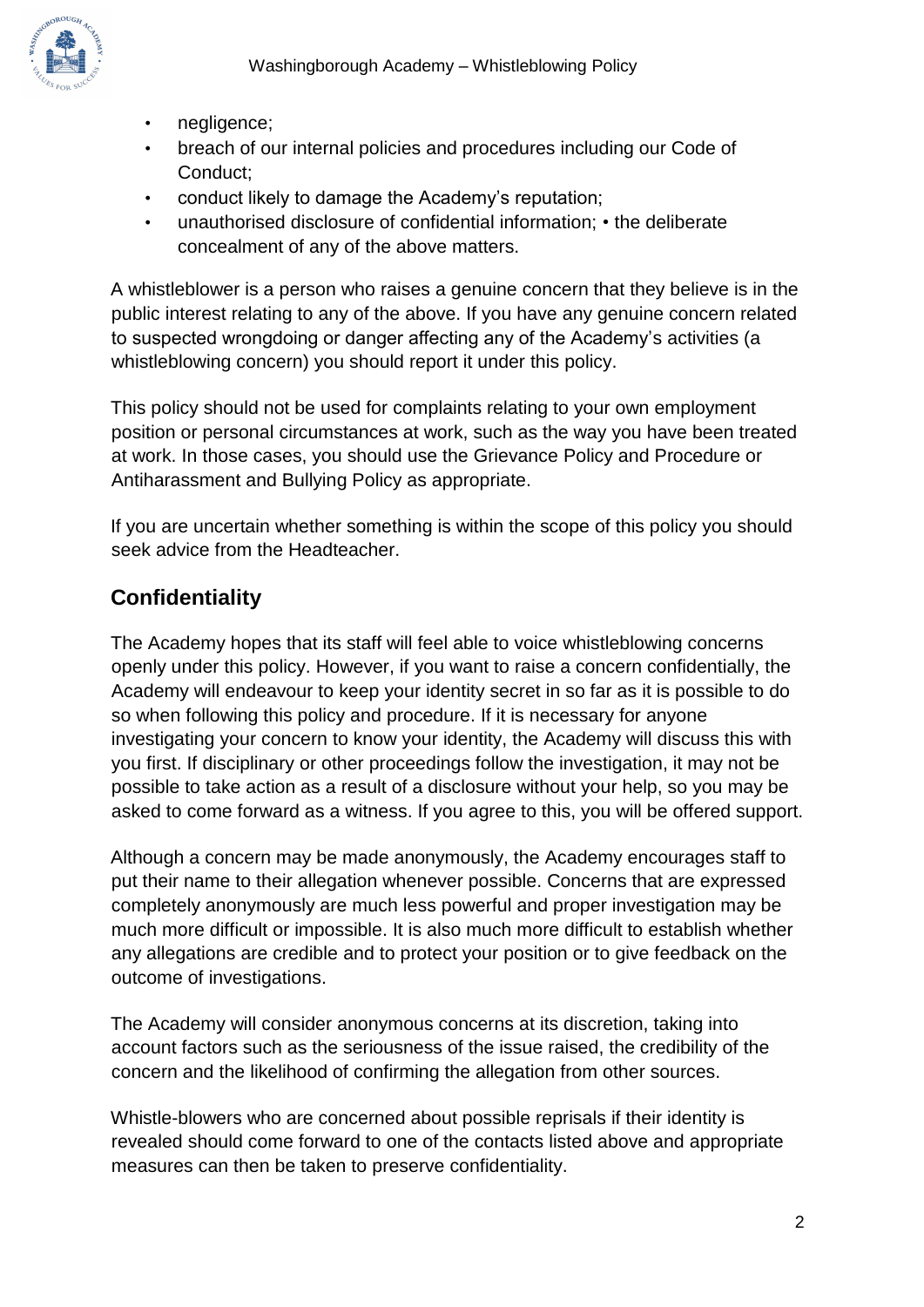- negligence;
- breach of our internal policies and procedures including our Code of Conduct;
- conduct likely to damage the Academy's reputation;
- unauthorised disclosure of confidential information; • the deliberate concealment of any of the above matters.

A whistleblower is a person who raises a genuine concern that they believe is in the public interest relating to any of the above. If you have any genuine concern related to suspected wrongdoing or danger affecting any of the Academy's activities (a whistleblowing concern) you should report it under this policy.

This policy should not be used for complaints relating to your own employment position or personal circumstances at work, such as the way you have been treated at work. In those cases, you should use the Grievance Policy and Procedure or Antiharassment and Bullying Policy as appropriate.

If you are uncertain whether something is within the scope of this policy you should seek advice from the Headteacher.

## Confidentiality

The Academy hopes that its staff will feel able to voice whistleblowing concerns openly under this policy. However, if you want to raise a concern confidentially, the Academy will endeavour to keep your identity secret in so far as it is possible to do so when following this policy and procedure. If it is necessary for anyone investigating your concern to know your identity, the Academy will discuss this with you first. If disciplinary or other proceedings follow the investigation, it may not be possible to take action as a result of a disclosure without your help, so you may be asked to come forward as a witness. If you agree to this, you will be offered support.

Although a concern may be made anonymously, the Academy encourages staff to put their name to their allegation whenever possible. Concerns that are expressed completely anonymously are much less powerful and proper investigation may be much more difficult or impossible. It is also much more difficult to establish whether any allegations are credible and to protect your position or to give feedback on the outcome of investigations.

The Academy will consider anonymous concerns at its discretion, taking into account factors such as the seriousness of the issue raised, the credibility of the concern and the likelihood of confirming the allegation from other sources.

Whistle-blowers who are concerned about possible reprisals if their identity is revealed should come forward to one of the contacts listed above and appropriate measures can then be taken to preserve confidentiality.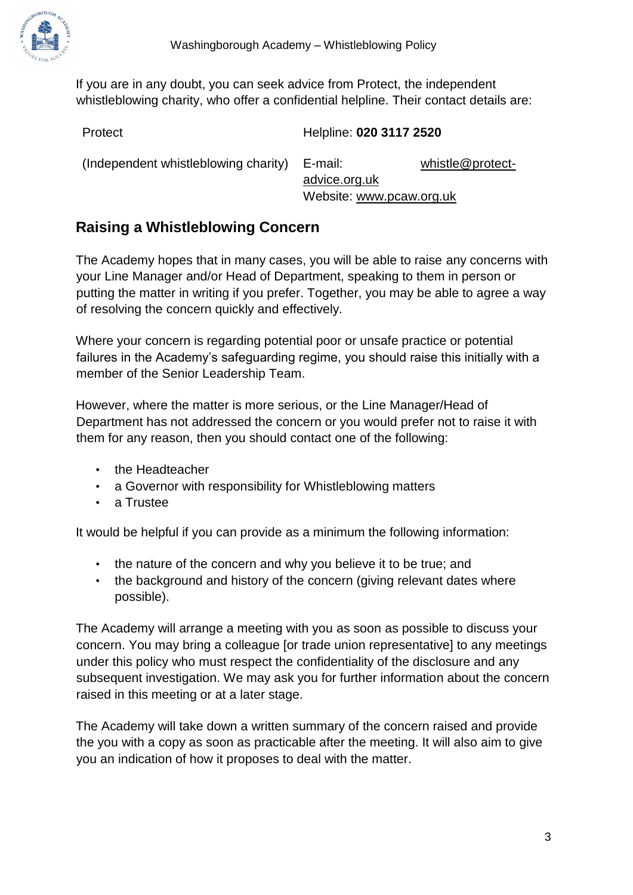If you are in any doubt, you can seek advice from Protect, the independent whistleblowing charity, who offer a confidential helpline. Their contact details are:

| | |
|---|---|
| Protect | Helpline: **020 3117 2520** |
| (Independent whistleblowing charity) | E-mail: whistle@protect-advice.org.uk<br>Website: www.pcaw.org.uk |

## Raising a Whistleblowing Concern

The Academy hopes that in many cases, you will be able to raise any concerns with your Line Manager and/or Head of Department, speaking to them in person or putting the matter in writing if you prefer. Together, you may be able to agree a way of resolving the concern quickly and effectively.

Where your concern is regarding potential poor or unsafe practice or potential failures in the Academy's safeguarding regime, you should raise this initially with a member of the Senior Leadership Team.

However, where the matter is more serious, or the Line Manager/Head of Department has not addressed the concern or you would prefer not to raise it with them for any reason, then you should contact one of the following:

- the Headteacher
- a Governor with responsibility for Whistleblowing matters
- a Trustee

It would be helpful if you can provide as a minimum the following information:

- the nature of the concern and why you believe it to be true; and
- the background and history of the concern (giving relevant dates where possible).

The Academy will arrange a meeting with you as soon as possible to discuss your concern. You may bring a colleague [or trade union representative] to any meetings under this policy who must respect the confidentiality of the disclosure and any subsequent investigation. We may ask you for further information about the concern raised in this meeting or at a later stage.

The Academy will take down a written summary of the concern raised and provide the you with a copy as soon as practicable after the meeting. It will also aim to give you an indication of how it proposes to deal with the matter.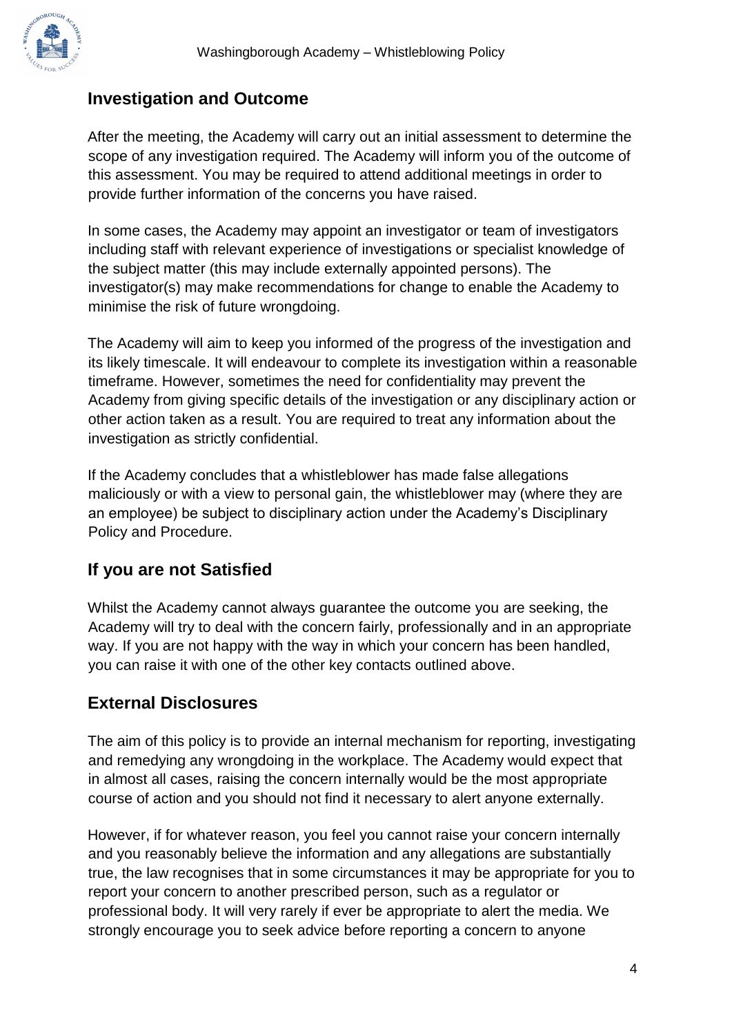## Investigation and Outcome

After the meeting, the Academy will carry out an initial assessment to determine the scope of any investigation required. The Academy will inform you of the outcome of this assessment. You may be required to attend additional meetings in order to provide further information of the concerns you have raised.

In some cases, the Academy may appoint an investigator or team of investigators including staff with relevant experience of investigations or specialist knowledge of the subject matter (this may include externally appointed persons). The investigator(s) may make recommendations for change to enable the Academy to minimise the risk of future wrongdoing.

The Academy will aim to keep you informed of the progress of the investigation and its likely timescale. It will endeavour to complete its investigation within a reasonable timeframe. However, sometimes the need for confidentiality may prevent the Academy from giving specific details of the investigation or any disciplinary action or other action taken as a result. You are required to treat any information about the investigation as strictly confidential.

If the Academy concludes that a whistleblower has made false allegations maliciously or with a view to personal gain, the whistleblower may (where they are an employee) be subject to disciplinary action under the Academy's Disciplinary Policy and Procedure.

## If you are not Satisfied

Whilst the Academy cannot always guarantee the outcome you are seeking, the Academy will try to deal with the concern fairly, professionally and in an appropriate way. If you are not happy with the way in which your concern has been handled, you can raise it with one of the other key contacts outlined above.

## External Disclosures

The aim of this policy is to provide an internal mechanism for reporting, investigating and remedying any wrongdoing in the workplace. The Academy would expect that in almost all cases, raising the concern internally would be the most appropriate course of action and you should not find it necessary to alert anyone externally.

However, if for whatever reason, you feel you cannot raise your concern internally and you reasonably believe the information and any allegations are substantially true, the law recognises that in some circumstances it may be appropriate for you to report your concern to another prescribed person, such as a regulator or professional body. It will very rarely if ever be appropriate to alert the media. We strongly encourage you to seek advice before reporting a concern to anyone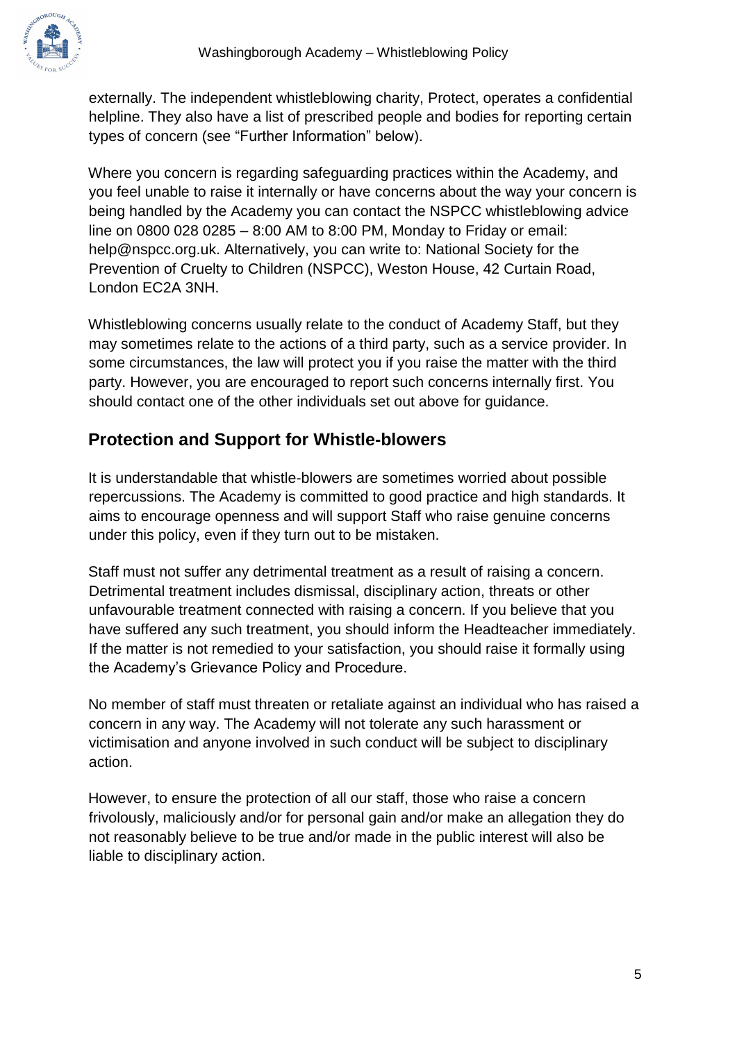externally. The independent whistleblowing charity, Protect, operates a confidential helpline. They also have a list of prescribed people and bodies for reporting certain types of concern (see "Further Information" below).

Where you concern is regarding safeguarding practices within the Academy, and you feel unable to raise it internally or have concerns about the way your concern is being handled by the Academy you can contact the NSPCC whistleblowing advice line on 0800 028 0285 – 8:00 AM to 8:00 PM, Monday to Friday or email: help@nspcc.org.uk. Alternatively, you can write to: National Society for the Prevention of Cruelty to Children (NSPCC), Weston House, 42 Curtain Road, London EC2A 3NH.

Whistleblowing concerns usually relate to the conduct of Academy Staff, but they may sometimes relate to the actions of a third party, such as a service provider. In some circumstances, the law will protect you if you raise the matter with the third party. However, you are encouraged to report such concerns internally first. You should contact one of the other individuals set out above for guidance.

## Protection and Support for Whistle-blowers

It is understandable that whistle-blowers are sometimes worried about possible repercussions. The Academy is committed to good practice and high standards. It aims to encourage openness and will support Staff who raise genuine concerns under this policy, even if they turn out to be mistaken.

Staff must not suffer any detrimental treatment as a result of raising a concern. Detrimental treatment includes dismissal, disciplinary action, threats or other unfavourable treatment connected with raising a concern. If you believe that you have suffered any such treatment, you should inform the Headteacher immediately. If the matter is not remedied to your satisfaction, you should raise it formally using the Academy's Grievance Policy and Procedure.

No member of staff must threaten or retaliate against an individual who has raised a concern in any way. The Academy will not tolerate any such harassment or victimisation and anyone involved in such conduct will be subject to disciplinary action.

However, to ensure the protection of all our staff, those who raise a concern frivolously, maliciously and/or for personal gain and/or make an allegation they do not reasonably believe to be true and/or made in the public interest will also be liable to disciplinary action.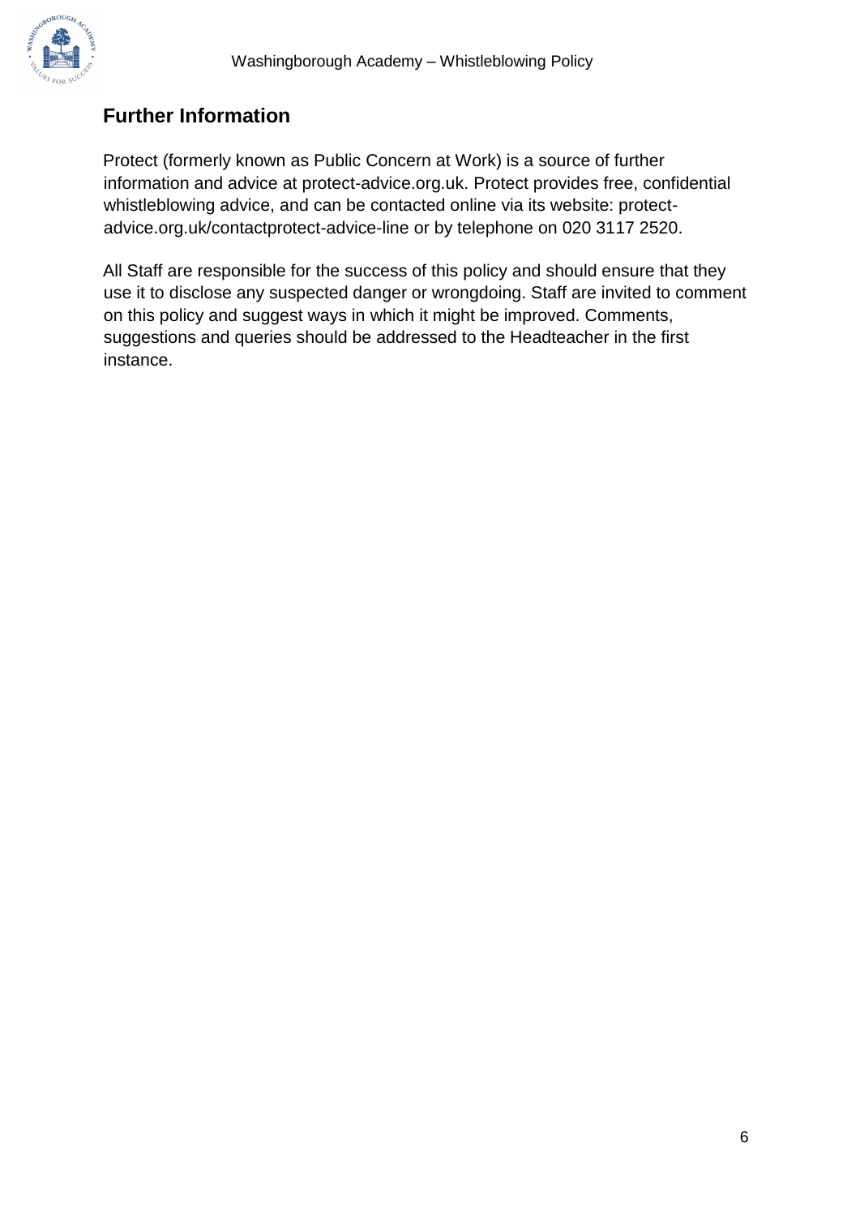## Further Information

Protect (formerly known as Public Concern at Work) is a source of further information and advice at protect-advice.org.uk. Protect provides free, confidential whistleblowing advice, and can be contacted online via its website: protect-advice.org.uk/contactprotect-advice-line or by telephone on 020 3117 2520.

All Staff are responsible for the success of this policy and should ensure that they use it to disclose any suspected danger or wrongdoing. Staff are invited to comment on this policy and suggest ways in which it might be improved. Comments, suggestions and queries should be addressed to the Headteacher in the first instance.